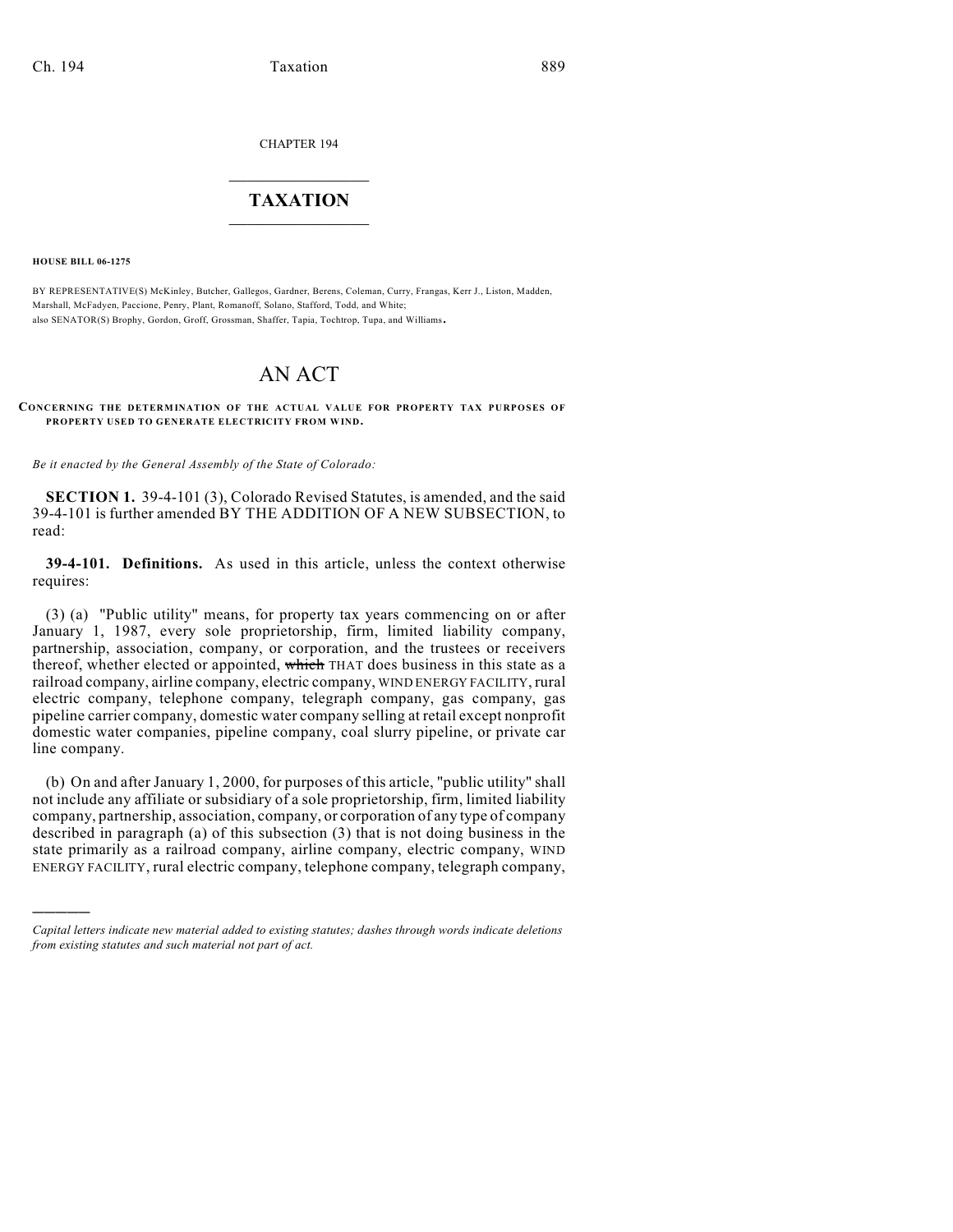CHAPTER 194

# TAXATION

**HOUSE BILL 06-1275**

BY REPRESENTATIVE(S) McKinley, Butcher, Gallegos, Gardner, Berens, Coleman, Curry, Frangas, Kerr J., Liston, Madden, Marshall, McFadyen, Paccione, Penry, Plant, Romanoff, Solano, Stafford, Todd, and White;
also SENATOR(S) Brophy, Gordon, Groff, Grossman, Shaffer, Tapia, Tochtrop, Tupa, and Williams.

# AN ACT

**CONCERNING THE DETERMINATION OF THE ACTUAL VALUE FOR PROPERTY TAX PURPOSES OF PROPERTY USED TO GENERATE ELECTRICITY FROM WIND.**

*Be it enacted by the General Assembly of the State of Colorado:*

**SECTION 1.** 39-4-101 (3), Colorado Revised Statutes, is amended, and the said 39-4-101 is further amended BY THE ADDITION OF A NEW SUBSECTION, to read:

**39-4-101. Definitions.** As used in this article, unless the context otherwise requires:

(3) (a) "Public utility" means, for property tax years commencing on or after January 1, 1987, every sole proprietorship, firm, limited liability company, partnership, association, company, or corporation, and the trustees or receivers thereof, whether elected or appointed, ~~which~~ THAT does business in this state as a railroad company, airline company, electric company, WIND ENERGY FACILITY, rural electric company, telephone company, telegraph company, gas company, gas pipeline carrier company, domestic water company selling at retail except nonprofit domestic water companies, pipeline company, coal slurry pipeline, or private car line company.

(b) On and after January 1, 2000, for purposes of this article, "public utility" shall not include any affiliate or subsidiary of a sole proprietorship, firm, limited liability company, partnership, association, company, or corporation of any type of company described in paragraph (a) of this subsection (3) that is not doing business in the state primarily as a railroad company, airline company, electric company, WIND ENERGY FACILITY, rural electric company, telephone company, telegraph company,

*Capital letters indicate new material added to existing statutes; dashes through words indicate deletions from existing statutes and such material not part of act.*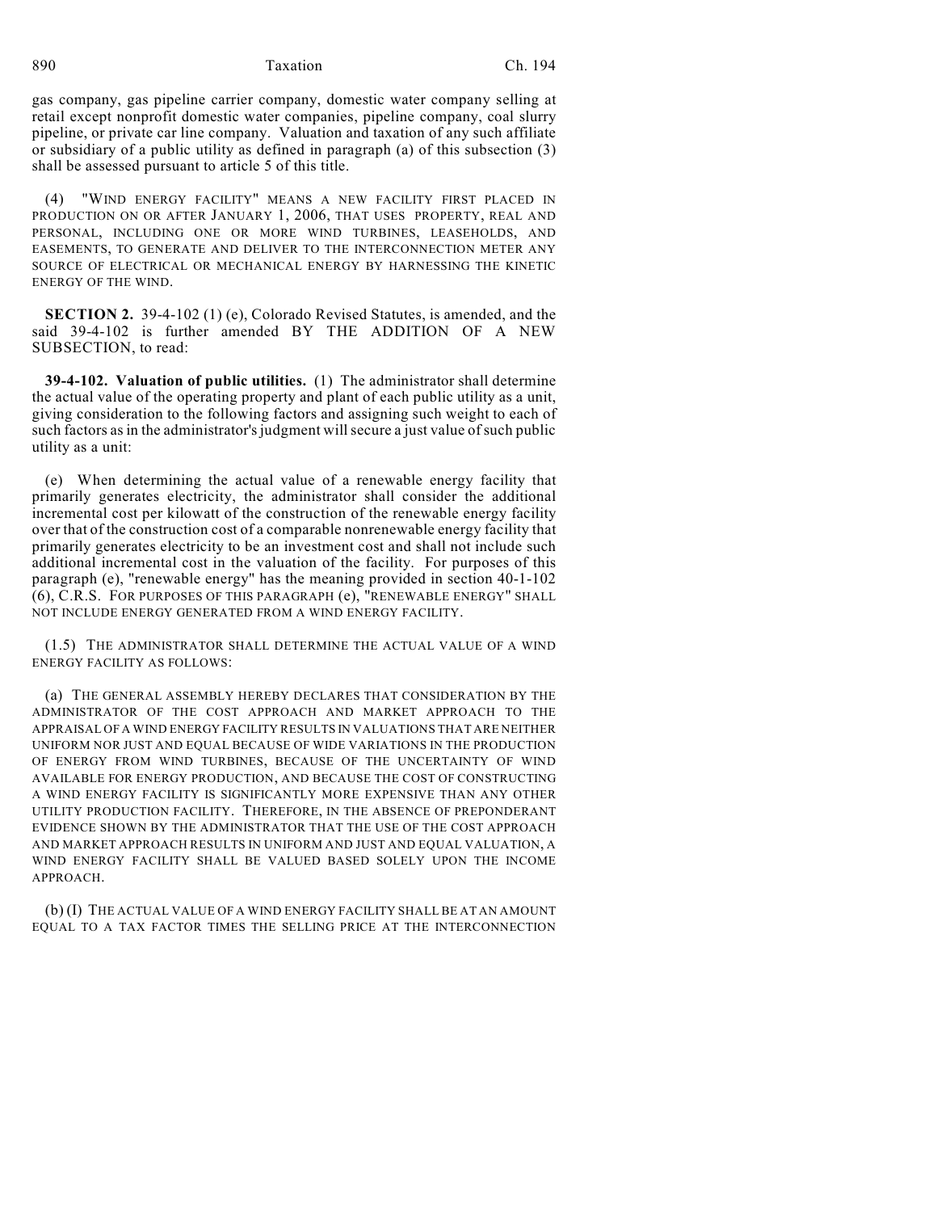gas company, gas pipeline carrier company, domestic water company selling at retail except nonprofit domestic water companies, pipeline company, coal slurry pipeline, or private car line company. Valuation and taxation of any such affiliate or subsidiary of a public utility as defined in paragraph (a) of this subsection (3) shall be assessed pursuant to article 5 of this title.

(4) "WIND ENERGY FACILITY" MEANS A NEW FACILITY FIRST PLACED IN PRODUCTION ON OR AFTER JANUARY 1, 2006, THAT USES PROPERTY, REAL AND PERSONAL, INCLUDING ONE OR MORE WIND TURBINES, LEASEHOLDS, AND EASEMENTS, TO GENERATE AND DELIVER TO THE INTERCONNECTION METER ANY SOURCE OF ELECTRICAL OR MECHANICAL ENERGY BY HARNESSING THE KINETIC ENERGY OF THE WIND.

**SECTION 2.** 39-4-102 (1) (e), Colorado Revised Statutes, is amended, and the said 39-4-102 is further amended BY THE ADDITION OF A NEW SUBSECTION, to read:

**39-4-102. Valuation of public utilities.** (1) The administrator shall determine the actual value of the operating property and plant of each public utility as a unit, giving consideration to the following factors and assigning such weight to each of such factors as in the administrator's judgment will secure a just value of such public utility as a unit:

(e) When determining the actual value of a renewable energy facility that primarily generates electricity, the administrator shall consider the additional incremental cost per kilowatt of the construction of the renewable energy facility over that of the construction cost of a comparable nonrenewable energy facility that primarily generates electricity to be an investment cost and shall not include such additional incremental cost in the valuation of the facility. For purposes of this paragraph (e), "renewable energy" has the meaning provided in section 40-1-102 (6), C.R.S. FOR PURPOSES OF THIS PARAGRAPH (e), "RENEWABLE ENERGY" SHALL NOT INCLUDE ENERGY GENERATED FROM A WIND ENERGY FACILITY.

(1.5) THE ADMINISTRATOR SHALL DETERMINE THE ACTUAL VALUE OF A WIND ENERGY FACILITY AS FOLLOWS:

(a) THE GENERAL ASSEMBLY HEREBY DECLARES THAT CONSIDERATION BY THE ADMINISTRATOR OF THE COST APPROACH AND MARKET APPROACH TO THE APPRAISAL OF A WIND ENERGY FACILITY RESULTS IN VALUATIONS THAT ARE NEITHER UNIFORM NOR JUST AND EQUAL BECAUSE OF WIDE VARIATIONS IN THE PRODUCTION OF ENERGY FROM WIND TURBINES, BECAUSE OF THE UNCERTAINTY OF WIND AVAILABLE FOR ENERGY PRODUCTION, AND BECAUSE THE COST OF CONSTRUCTING A WIND ENERGY FACILITY IS SIGNIFICANTLY MORE EXPENSIVE THAN ANY OTHER UTILITY PRODUCTION FACILITY. THEREFORE, IN THE ABSENCE OF PREPONDERANT EVIDENCE SHOWN BY THE ADMINISTRATOR THAT THE USE OF THE COST APPROACH AND MARKET APPROACH RESULTS IN UNIFORM AND JUST AND EQUAL VALUATION, A WIND ENERGY FACILITY SHALL BE VALUED BASED SOLELY UPON THE INCOME APPROACH.

(b) (I) THE ACTUAL VALUE OF A WIND ENERGY FACILITY SHALL BE AT AN AMOUNT EQUAL TO A TAX FACTOR TIMES THE SELLING PRICE AT THE INTERCONNECTION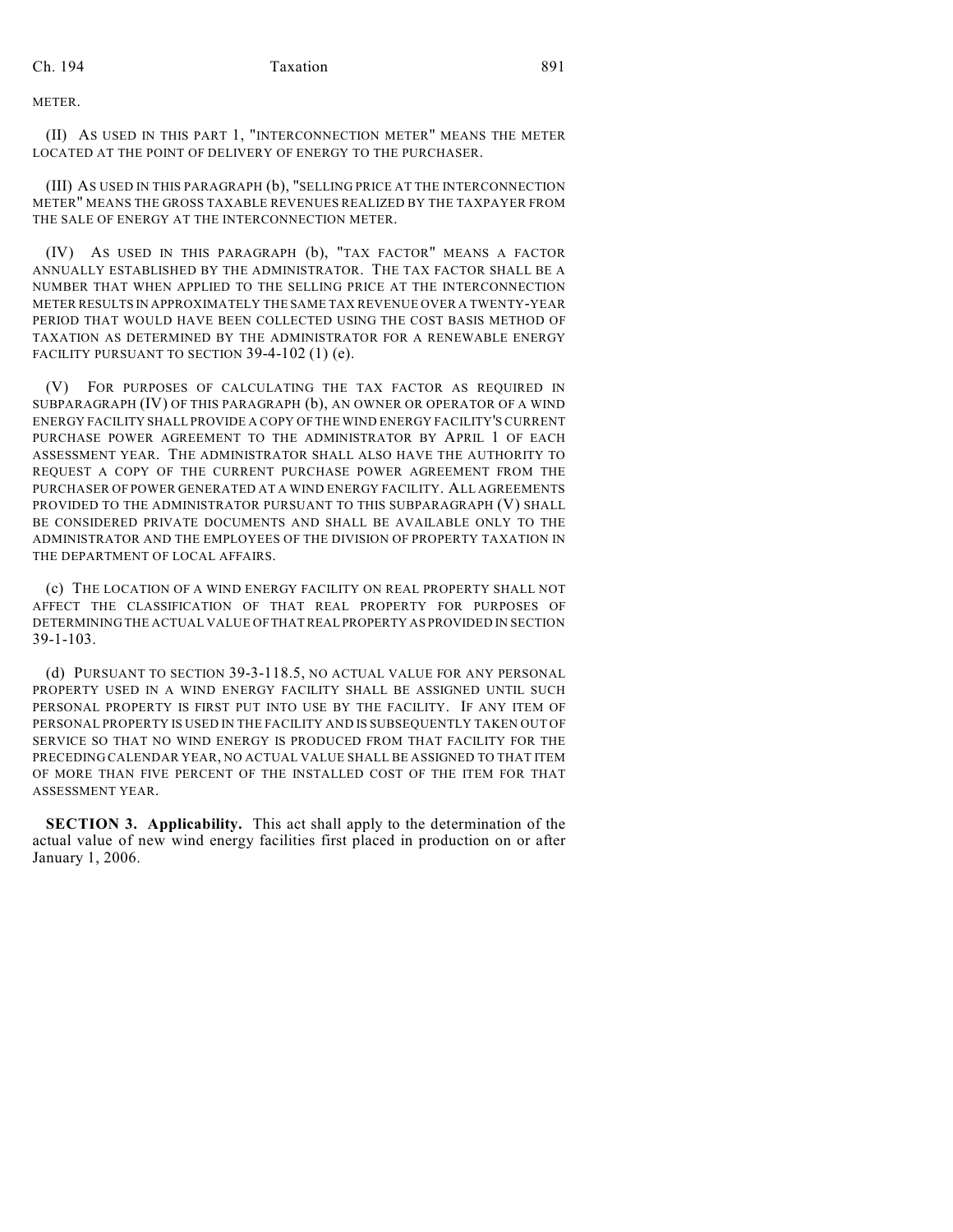METER.

(II) AS USED IN THIS PART 1, "INTERCONNECTION METER" MEANS THE METER LOCATED AT THE POINT OF DELIVERY OF ENERGY TO THE PURCHASER.

(III) AS USED IN THIS PARAGRAPH (b), "SELLING PRICE AT THE INTERCONNECTION METER" MEANS THE GROSS TAXABLE REVENUES REALIZED BY THE TAXPAYER FROM THE SALE OF ENERGY AT THE INTERCONNECTION METER.

(IV) AS USED IN THIS PARAGRAPH (b), "TAX FACTOR" MEANS A FACTOR ANNUALLY ESTABLISHED BY THE ADMINISTRATOR. THE TAX FACTOR SHALL BE A NUMBER THAT WHEN APPLIED TO THE SELLING PRICE AT THE INTERCONNECTION METER RESULTS IN APPROXIMATELY THE SAME TAX REVENUE OVER A TWENTY-YEAR PERIOD THAT WOULD HAVE BEEN COLLECTED USING THE COST BASIS METHOD OF TAXATION AS DETERMINED BY THE ADMINISTRATOR FOR A RENEWABLE ENERGY FACILITY PURSUANT TO SECTION 39-4-102 (1) (e).

(V) FOR PURPOSES OF CALCULATING THE TAX FACTOR AS REQUIRED IN SUBPARAGRAPH (IV) OF THIS PARAGRAPH (b), AN OWNER OR OPERATOR OF A WIND ENERGY FACILITY SHALL PROVIDE A COPY OF THE WIND ENERGY FACILITY'S CURRENT PURCHASE POWER AGREEMENT TO THE ADMINISTRATOR BY APRIL 1 OF EACH ASSESSMENT YEAR. THE ADMINISTRATOR SHALL ALSO HAVE THE AUTHORITY TO REQUEST A COPY OF THE CURRENT PURCHASE POWER AGREEMENT FROM THE PURCHASER OF POWER GENERATED AT A WIND ENERGY FACILITY. ALL AGREEMENTS PROVIDED TO THE ADMINISTRATOR PURSUANT TO THIS SUBPARAGRAPH (V) SHALL BE CONSIDERED PRIVATE DOCUMENTS AND SHALL BE AVAILABLE ONLY TO THE ADMINISTRATOR AND THE EMPLOYEES OF THE DIVISION OF PROPERTY TAXATION IN THE DEPARTMENT OF LOCAL AFFAIRS.

(c) THE LOCATION OF A WIND ENERGY FACILITY ON REAL PROPERTY SHALL NOT AFFECT THE CLASSIFICATION OF THAT REAL PROPERTY FOR PURPOSES OF DETERMINING THE ACTUAL VALUE OF THAT REAL PROPERTY AS PROVIDED IN SECTION 39-1-103.

(d) PURSUANT TO SECTION 39-3-118.5, NO ACTUAL VALUE FOR ANY PERSONAL PROPERTY USED IN A WIND ENERGY FACILITY SHALL BE ASSIGNED UNTIL SUCH PERSONAL PROPERTY IS FIRST PUT INTO USE BY THE FACILITY. IF ANY ITEM OF PERSONAL PROPERTY IS USED IN THE FACILITY AND IS SUBSEQUENTLY TAKEN OUT OF SERVICE SO THAT NO WIND ENERGY IS PRODUCED FROM THAT FACILITY FOR THE PRECEDING CALENDAR YEAR, NO ACTUAL VALUE SHALL BE ASSIGNED TO THAT ITEM OF MORE THAN FIVE PERCENT OF THE INSTALLED COST OF THE ITEM FOR THAT ASSESSMENT YEAR.

**SECTION 3. Applicability.** This act shall apply to the determination of the actual value of new wind energy facilities first placed in production on or after January 1, 2006.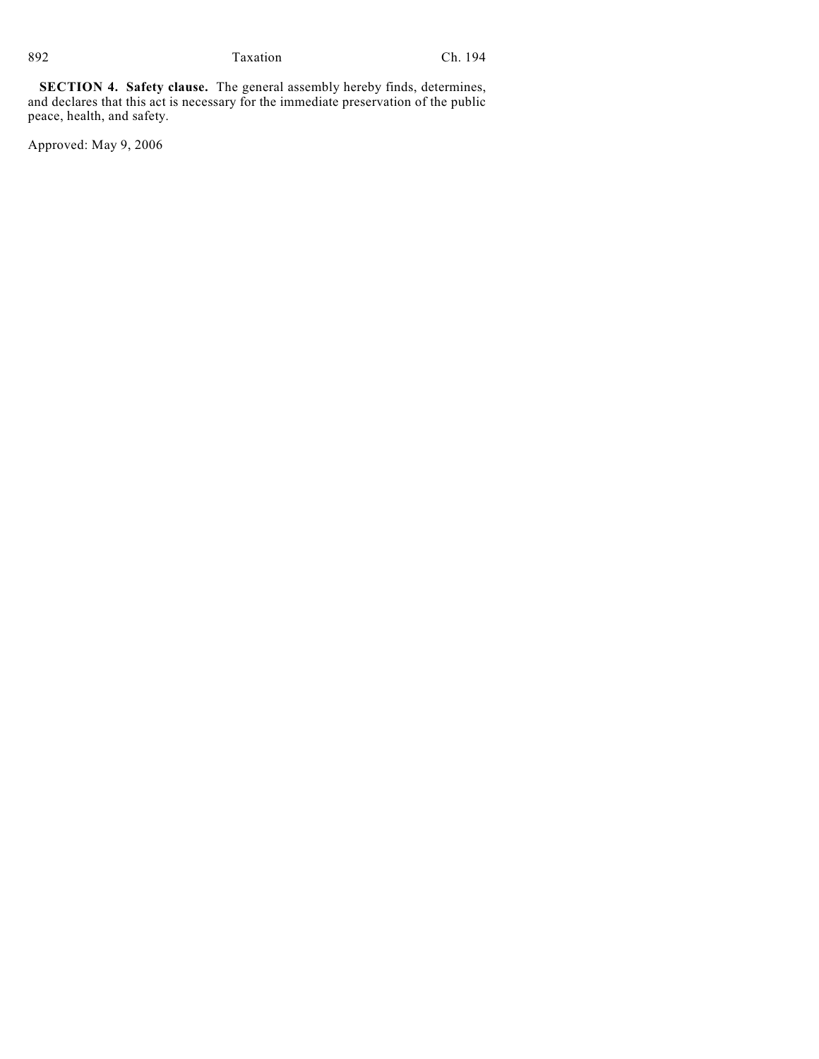**SECTION 4. Safety clause.** The general assembly hereby finds, determines, and declares that this act is necessary for the immediate preservation of the public peace, health, and safety.

Approved: May 9, 2006